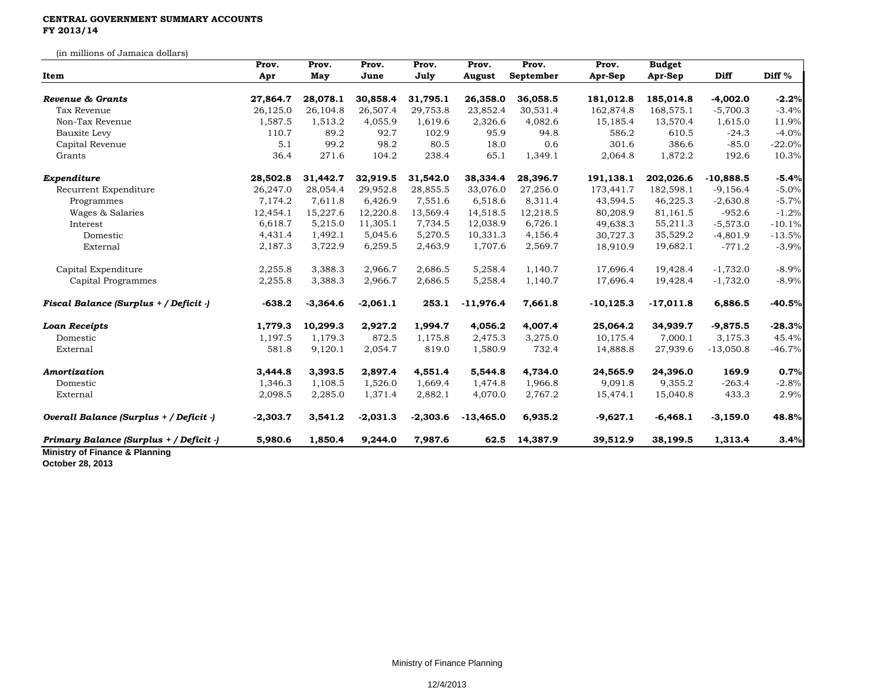**CENTRAL GOVERNMENT SUMMARY ACCOUNTS**
**FY 2013/14**

(in millions of Jamaica dollars)

| Item | Prov. Apr | Prov. May | Prov. June | Prov. July | Prov. August | Prov. September | Prov. Apr-Sep | Budget Apr-Sep | Diff | Diff % |
|---|---|---|---|---|---|---|---|---|---|---|
| ***Revenue & Grants*** | **27,864.7** | **28,078.1** | **30,858.4** | **31,795.1** | **26,358.0** | **36,058.5** | **181,012.8** | **185,014.8** | **-4,002.0** | **-2.2%** |
| Tax Revenue | 26,125.0 | 26,104.8 | 26,507.4 | 29,753.8 | 23,852.4 | 30,531.4 | 162,874.8 | 168,575.1 | -5,700.3 | -3.4% |
| Non-Tax Revenue | 1,587.5 | 1,513.2 | 4,055.9 | 1,619.6 | 2,326.6 | 4,082.6 | 15,185.4 | 13,570.4 | 1,615.0 | 11.9% |
| Bauxite Levy | 110.7 | 89.2 | 92.7 | 102.9 | 95.9 | 94.8 | 586.2 | 610.5 | -24.3 | -4.0% |
| Capital Revenue | 5.1 | 99.2 | 98.2 | 80.5 | 18.0 | 0.6 | 301.6 | 386.6 | -85.0 | -22.0% |
| Grants | 36.4 | 271.6 | 104.2 | 238.4 | 65.1 | 1,349.1 | 2,064.8 | 1,872.2 | 192.6 | 10.3% |
| ***Expenditure*** | **28,502.8** | **31,442.7** | **32,919.5** | **31,542.0** | **38,334.4** | **28,396.7** | **191,138.1** | **202,026.6** | **-10,888.5** | **-5.4%** |
| Recurrent Expenditure | 26,247.0 | 28,054.4 | 29,952.8 | 28,855.5 | 33,076.0 | 27,256.0 | 173,441.7 | 182,598.1 | -9,156.4 | -5.0% |
| Programmes | 7,174.2 | 7,611.8 | 6,426.9 | 7,551.6 | 6,518.6 | 8,311.4 | 43,594.5 | 46,225.3 | -2,630.8 | -5.7% |
| Wages & Salaries | 12,454.1 | 15,227.6 | 12,220.8 | 13,569.4 | 14,518.5 | 12,218.5 | 80,208.9 | 81,161.5 | -952.6 | -1.2% |
| Interest | 6,618.7 | 5,215.0 | 11,305.1 | 7,734.5 | 12,038.9 | 6,726.1 | 49,638.3 | 55,211.3 | -5,573.0 | -10.1% |
| Domestic | 4,431.4 | 1,492.1 | 5,045.6 | 5,270.5 | 10,331.3 | 4,156.4 | 30,727.3 | 35,529.2 | -4,801.9 | -13.5% |
| External | 2,187.3 | 3,722.9 | 6,259.5 | 2,463.9 | 1,707.6 | 2,569.7 | 18,910.9 | 19,682.1 | -771.2 | -3.9% |
| Capital Expenditure | 2,255.8 | 3,388.3 | 2,966.7 | 2,686.5 | 5,258.4 | 1,140.7 | 17,696.4 | 19,428.4 | -1,732.0 | -8.9% |
| Capital Programmes | 2,255.8 | 3,388.3 | 2,966.7 | 2,686.5 | 5,258.4 | 1,140.7 | 17,696.4 | 19,428.4 | -1,732.0 | -8.9% |
| ***Fiscal Balance (Surplus + / Deficit -)*** | **-638.2** | **-3,364.6** | **-2,061.1** | **253.1** | **-11,976.4** | **7,661.8** | **-10,125.3** | **-17,011.8** | **6,886.5** | **-40.5%** |
| ***Loan Receipts*** | **1,779.3** | **10,299.3** | **2,927.2** | **1,994.7** | **4,056.2** | **4,007.4** | **25,064.2** | **34,939.7** | **-9,875.5** | **-28.3%** |
| Domestic | 1,197.5 | 1,179.3 | 872.5 | 1,175.8 | 2,475.3 | 3,275.0 | 10,175.4 | 7,000.1 | 3,175.3 | 45.4% |
| External | 581.8 | 9,120.1 | 2,054.7 | 819.0 | 1,580.9 | 732.4 | 14,888.8 | 27,939.6 | -13,050.8 | -46.7% |
| ***Amortization*** | **3,444.8** | **3,393.5** | **2,897.4** | **4,551.4** | **5,544.8** | **4,734.0** | **24,565.9** | **24,396.0** | **169.9** | **0.7%** |
| Domestic | 1,346.3 | 1,108.5 | 1,526.0 | 1,669.4 | 1,474.8 | 1,966.8 | 9,091.8 | 9,355.2 | -263.4 | -2.8% |
| External | 2,098.5 | 2,285.0 | 1,371.4 | 2,882.1 | 4,070.0 | 2,767.2 | 15,474.1 | 15,040.8 | 433.3 | 2.9% |
| ***Overall Balance (Surplus + / Deficit -)*** | **-2,303.7** | **3,541.2** | **-2,031.3** | **-2,303.6** | **-13,465.0** | **6,935.2** | **-9,627.1** | **-6,468.1** | **-3,159.0** | **48.8%** |
| ***Primary Balance (Surplus + / Deficit -)*** | **5,980.6** | **1,850.4** | **9,244.0** | **7,987.6** | **62.5** | **14,387.9** | **39,512.9** | **38,199.5** | **1,313.4** | **3.4%** |

**Ministry of Finance & Planning**
**October 28, 2013**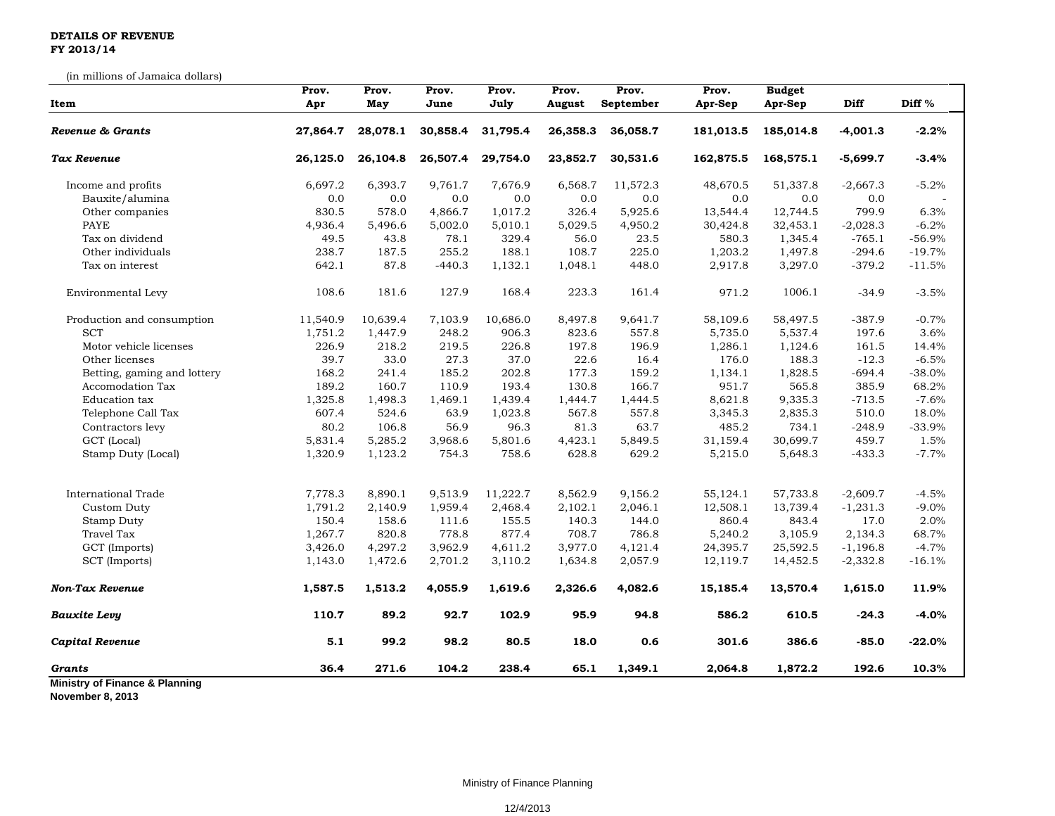**DETAILS OF REVENUE**
**FY 2013/14**

(in millions of Jamaica dollars)

| Item | Prov. Apr | Prov. May | Prov. June | Prov. July | Prov. August | Prov. September | Prov. Apr-Sep | Budget Apr-Sep | Diff | Diff % |
|---|---|---|---|---|---|---|---|---|---|---|
| ***Revenue & Grants*** | **27,864.7** | **28,078.1** | **30,858.4** | **31,795.4** | **26,358.3** | **36,058.7** | **181,013.5** | **185,014.8** | **-4,001.3** | **-2.2%** |
| ***Tax Revenue*** | **26,125.0** | **26,104.8** | **26,507.4** | **29,754.0** | **23,852.7** | **30,531.6** | **162,875.5** | **168,575.1** | **-5,699.7** | **-3.4%** |
| Income and profits | 6,697.2 | 6,393.7 | 9,761.7 | 7,676.9 | 6,568.7 | 11,572.3 | 48,670.5 | 51,337.8 | -2,667.3 | -5.2% |
| Bauxite/alumina | 0.0 | 0.0 | 0.0 | 0.0 | 0.0 | 0.0 | 0.0 | 0.0 | 0.0 | - |
| Other companies | 830.5 | 578.0 | 4,866.7 | 1,017.2 | 326.4 | 5,925.6 | 13,544.4 | 12,744.5 | 799.9 | 6.3% |
| PAYE | 4,936.4 | 5,496.6 | 5,002.0 | 5,010.1 | 5,029.5 | 4,950.2 | 30,424.8 | 32,453.1 | -2,028.3 | -6.2% |
| Tax on dividend | 49.5 | 43.8 | 78.1 | 329.4 | 56.0 | 23.5 | 580.3 | 1,345.4 | -765.1 | -56.9% |
| Other individuals | 238.7 | 187.5 | 255.2 | 188.1 | 108.7 | 225.0 | 1,203.2 | 1,497.8 | -294.6 | -19.7% |
| Tax on interest | 642.1 | 87.8 | -440.3 | 1,132.1 | 1,048.1 | 448.0 | 2,917.8 | 3,297.0 | -379.2 | -11.5% |
| Environmental Levy | 108.6 | 181.6 | 127.9 | 168.4 | 223.3 | 161.4 | 971.2 | 1006.1 | -34.9 | -3.5% |
| Production and consumption | 11,540.9 | 10,639.4 | 7,103.9 | 10,686.0 | 8,497.8 | 9,641.7 | 58,109.6 | 58,497.5 | -387.9 | -0.7% |
| SCT | 1,751.2 | 1,447.9 | 248.2 | 906.3 | 823.6 | 557.8 | 5,735.0 | 5,537.4 | 197.6 | 3.6% |
| Motor vehicle licenses | 226.9 | 218.2 | 219.5 | 226.8 | 197.8 | 196.9 | 1,286.1 | 1,124.6 | 161.5 | 14.4% |
| Other licenses | 39.7 | 33.0 | 27.3 | 37.0 | 22.6 | 16.4 | 176.0 | 188.3 | -12.3 | -6.5% |
| Betting, gaming and lottery | 168.2 | 241.4 | 185.2 | 202.8 | 177.3 | 159.2 | 1,134.1 | 1,828.5 | -694.4 | -38.0% |
| Accomodation Tax | 189.2 | 160.7 | 110.9 | 193.4 | 130.8 | 166.7 | 951.7 | 565.8 | 385.9 | 68.2% |
| Education tax | 1,325.8 | 1,498.3 | 1,469.1 | 1,439.4 | 1,444.7 | 1,444.5 | 8,621.8 | 9,335.3 | -713.5 | -7.6% |
| Telephone Call Tax | 607.4 | 524.6 | 63.9 | 1,023.8 | 567.8 | 557.8 | 3,345.3 | 2,835.3 | 510.0 | 18.0% |
| Contractors levy | 80.2 | 106.8 | 56.9 | 96.3 | 81.3 | 63.7 | 485.2 | 734.1 | -248.9 | -33.9% |
| GCT (Local) | 5,831.4 | 5,285.2 | 3,968.6 | 5,801.6 | 4,423.1 | 5,849.5 | 31,159.4 | 30,699.7 | 459.7 | 1.5% |
| Stamp Duty (Local) | 1,320.9 | 1,123.2 | 754.3 | 758.6 | 628.8 | 629.2 | 5,215.0 | 5,648.3 | -433.3 | -7.7% |
| International Trade | 7,778.3 | 8,890.1 | 9,513.9 | 11,222.7 | 8,562.9 | 9,156.2 | 55,124.1 | 57,733.8 | -2,609.7 | -4.5% |
| Custom Duty | 1,791.2 | 2,140.9 | 1,959.4 | 2,468.4 | 2,102.1 | 2,046.1 | 12,508.1 | 13,739.4 | -1,231.3 | -9.0% |
| Stamp Duty | 150.4 | 158.6 | 111.6 | 155.5 | 140.3 | 144.0 | 860.4 | 843.4 | 17.0 | 2.0% |
| Travel Tax | 1,267.7 | 820.8 | 778.8 | 877.4 | 708.7 | 786.8 | 5,240.2 | 3,105.9 | 2,134.3 | 68.7% |
| GCT (Imports) | 3,426.0 | 4,297.2 | 3,962.9 | 4,611.2 | 3,977.0 | 4,121.4 | 24,395.7 | 25,592.5 | -1,196.8 | -4.7% |
| SCT (Imports) | 1,143.0 | 1,472.6 | 2,701.2 | 3,110.2 | 1,634.8 | 2,057.9 | 12,119.7 | 14,452.5 | -2,332.8 | -16.1% |
| ***Non-Tax Revenue*** | **1,587.5** | **1,513.2** | **4,055.9** | **1,619.6** | **2,326.6** | **4,082.6** | **15,185.4** | **13,570.4** | **1,615.0** | **11.9%** |
| ***Bauxite Levy*** | **110.7** | **89.2** | **92.7** | **102.9** | **95.9** | **94.8** | **586.2** | **610.5** | **-24.3** | **-4.0%** |
| ***Capital Revenue*** | **5.1** | **99.2** | **98.2** | **80.5** | **18.0** | **0.6** | **301.6** | **386.6** | **-85.0** | **-22.0%** |
| ***Grants*** | **36.4** | **271.6** | **104.2** | **238.4** | **65.1** | **1,349.1** | **2,064.8** | **1,872.2** | **192.6** | **10.3%** |

**Ministry of Finance & Planning**
**November 8, 2013**